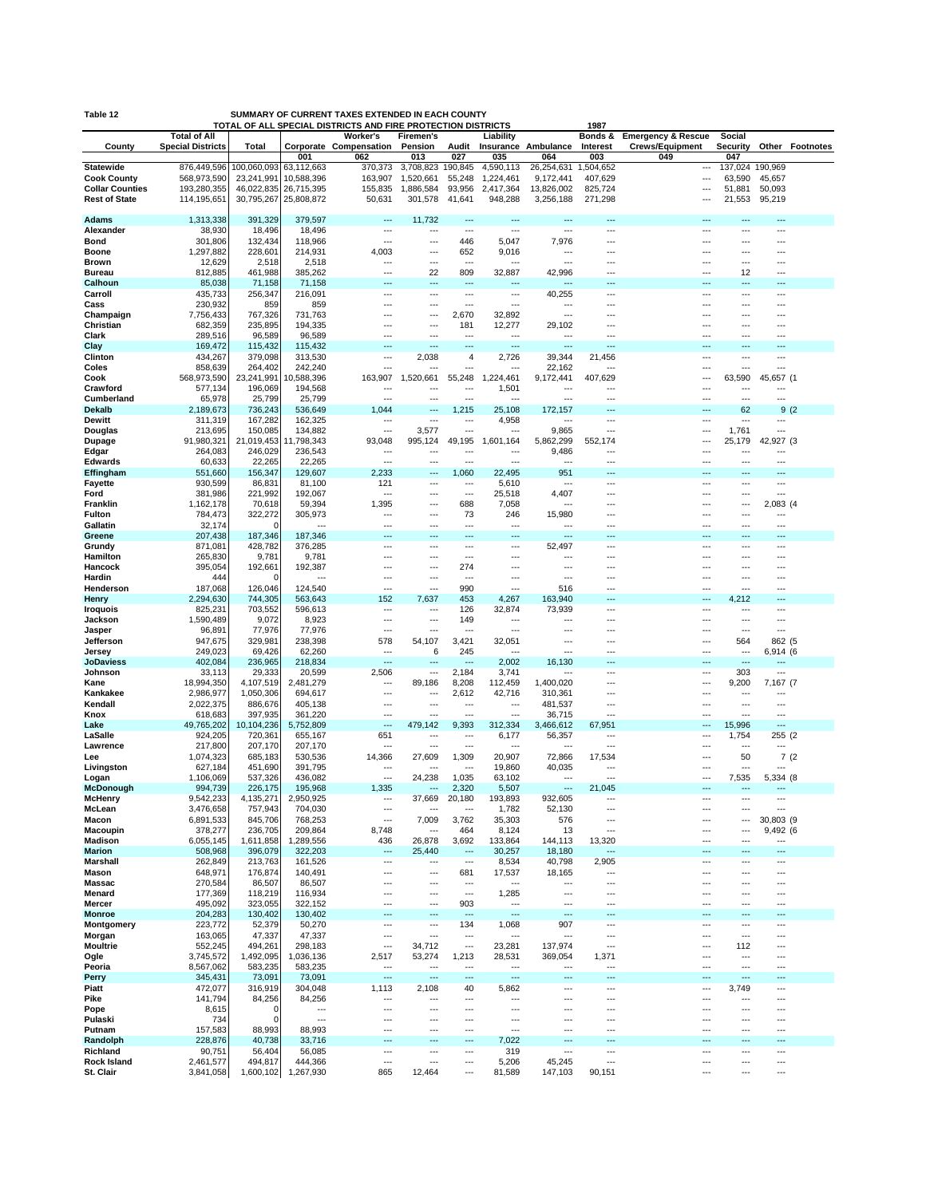**Table 12** SUMMARY OF CURRENT TAXES EXTENDED IN EACH COUNTY

TOTAL OF ALL SPECIAL DISTRICTS AND FIRE PROTECTION DISTRICTS 1987

| County | Total of All Special Districts | Total | Corporate | Worker's Compensation | Firemen's Pension | Audit | Liability Insurance | Ambulance | Bonds & Interest | Emergency & Rescue Crews/Equipment | Social Security | Other | Footnotes |
|---|---|---|---|---|---|---|---|---|---|---|---|---|---|
| | | | 001 | 062 | 013 | 027 | 035 | 064 | 003 | 049 | 047 | | |
| **Statewide** | 876,449,596 | 100,060,093 | 63,112,663 | 370,373 | 3,708,823 | 190,845 | 4,590,113 | 26,254,631 | 1,504,652 | --- | 137,024 | 190,969 | |
| **Cook County** | 568,973,590 | 23,241,991 | 10,588,396 | 163,907 | 1,520,661 | 55,248 | 1,224,461 | 9,172,441 | 407,629 | --- | 63,590 | 45,657 | |
| **Collar Counties** | 193,280,355 | 46,022,835 | 26,715,395 | 155,835 | 1,886,584 | 93,956 | 2,417,364 | 13,826,002 | 825,724 | --- | 51,881 | 50,093 | |
| **Rest of State** | 114,195,651 | 30,795,267 | 25,808,872 | 50,631 | 301,578 | 41,641 | 948,288 | 3,256,188 | 271,298 | --- | 21,553 | 95,219 | |
| **Adams** | 1,313,338 | 391,329 | 379,597 | --- | 11,732 | --- | --- | --- | --- | --- | --- | --- | |
| **Alexander** | 38,930 | 18,496 | 18,496 | --- | --- | --- | --- | --- | --- | --- | --- | --- | |
| **Bond** | 301,806 | 132,434 | 118,966 | --- | --- | 446 | 5,047 | 7,976 | --- | --- | --- | --- | |
| **Boone** | 1,297,882 | 228,601 | 214,931 | 4,003 | --- | 652 | 9,016 | --- | --- | --- | --- | --- | |
| **Brown** | 12,629 | 2,518 | 2,518 | --- | --- | --- | --- | --- | --- | --- | --- | --- | |
| **Bureau** | 812,885 | 461,988 | 385,262 | --- | 22 | 809 | 32,887 | 42,996 | --- | --- | 12 | --- | |
| **Calhoun** | 85,038 | 71,158 | 71,158 | --- | --- | --- | --- | --- | --- | --- | --- | --- | |
| **Carroll** | 435,733 | 256,347 | 216,091 | --- | --- | --- | --- | 40,255 | --- | --- | --- | --- | |
| **Cass** | 230,932 | 859 | 859 | --- | --- | --- | --- | --- | --- | --- | --- | --- | |
| **Champaign** | 7,756,433 | 767,326 | 731,763 | --- | --- | 2,670 | 32,892 | --- | --- | --- | --- | --- | |
| **Christian** | 682,359 | 235,895 | 194,335 | --- | --- | 181 | 12,277 | 29,102 | --- | --- | --- | --- | |
| **Clark** | 289,516 | 96,589 | 96,589 | --- | --- | --- | --- | --- | --- | --- | --- | --- | |
| **Clay** | 169,472 | 115,432 | 115,432 | --- | --- | --- | --- | --- | --- | --- | --- | --- | |
| **Clinton** | 434,267 | 379,098 | 313,530 | --- | 2,038 | 4 | 2,726 | 39,344 | 21,456 | --- | --- | --- | |
| **Coles** | 858,639 | 264,402 | 242,240 | --- | --- | --- | --- | 22,162 | --- | --- | --- | --- | |
| **Cook** | 568,973,590 | 23,241,991 | 10,588,396 | 163,907 | 1,520,661 | 55,248 | 1,224,461 | 9,172,441 | 407,629 | --- | 63,590 | 45,657 | (1 |
| **Crawford** | 577,134 | 196,069 | 194,568 | --- | --- | --- | 1,501 | --- | --- | --- | --- | --- | |
| **Cumberland** | 65,978 | 25,799 | 25,799 | --- | --- | --- | --- | --- | --- | --- | --- | --- | |
| **Dekalb** | 2,189,673 | 736,243 | 536,649 | 1,044 | --- | 1,215 | 25,108 | 172,157 | --- | --- | 62 | 9 | (2 |
| **Dewitt** | 311,319 | 167,282 | 162,325 | --- | --- | --- | 4,958 | --- | --- | --- | --- | --- | |
| **Douglas** | 213,695 | 150,085 | 134,882 | --- | 3,577 | --- | --- | 9,865 | --- | --- | 1,761 | --- | |
| **Dupage** | 91,980,321 | 21,019,453 | 11,798,343 | 93,048 | 995,124 | 49,195 | 1,601,164 | 5,862,299 | 552,174 | --- | 25,179 | 42,927 | (3 |
| **Edgar** | 264,083 | 246,029 | 236,543 | --- | --- | --- | --- | 9,486 | --- | --- | --- | --- | |
| **Edwards** | 60,633 | 22,265 | 22,265 | --- | --- | --- | --- | --- | --- | --- | --- | --- | |
| **Effingham** | 551,660 | 156,347 | 129,607 | 2,233 | --- | 1,060 | 22,495 | 951 | --- | --- | --- | --- | |
| **Fayette** | 930,599 | 86,831 | 81,100 | 121 | --- | --- | 5,610 | --- | --- | --- | --- | --- | |
| **Ford** | 381,986 | 221,992 | 192,067 | --- | --- | --- | 25,518 | 4,407 | --- | --- | --- | --- | |
| **Franklin** | 1,162,178 | 70,618 | 59,394 | 1,395 | --- | 688 | 7,058 | --- | --- | --- | --- | 2,083 | (4 |
| **Fulton** | 784,473 | 322,272 | 305,973 | --- | --- | 73 | 246 | 15,980 | --- | --- | --- | --- | |
| **Gallatin** | 32,174 | 0 | --- | --- | --- | --- | --- | --- | --- | --- | --- | --- | |
| **Greene** | 207,438 | 187,346 | 187,346 | --- | --- | --- | --- | --- | --- | --- | --- | --- | |
| **Grundy** | 871,081 | 428,782 | 376,285 | --- | --- | --- | --- | 52,497 | --- | --- | --- | --- | |
| **Hamilton** | 265,830 | 9,781 | 9,781 | --- | --- | --- | --- | --- | --- | --- | --- | --- | |
| **Hancock** | 395,054 | 192,661 | 192,387 | --- | --- | 274 | --- | --- | --- | --- | --- | --- | |
| **Hardin** | 444 | 0 | --- | --- | --- | --- | --- | --- | --- | --- | --- | --- | |
| **Henderson** | 187,068 | 126,046 | 124,540 | --- | --- | 990 | --- | 516 | --- | --- | --- | --- | |
| **Henry** | 2,294,630 | 744,305 | 563,643 | 152 | 7,637 | 453 | 4,267 | 163,940 | --- | --- | 4,212 | --- | |
| **Iroquois** | 825,231 | 703,552 | 596,613 | --- | --- | 126 | 32,874 | 73,939 | --- | --- | --- | --- | |
| **Jackson** | 1,590,489 | 9,072 | 8,923 | --- | --- | 149 | --- | --- | --- | --- | --- | --- | |
| **Jasper** | 96,891 | 77,976 | 77,976 | --- | --- | --- | --- | --- | --- | --- | --- | --- | |
| **Jefferson** | 947,675 | 329,981 | 238,398 | 578 | 54,107 | 3,421 | 32,051 | --- | --- | --- | 564 | 862 | (5 |
| **Jersey** | 249,023 | 69,426 | 62,260 | --- | 6 | 245 | --- | --- | --- | --- | --- | 6,914 | (6 |
| **JoDaviess** | 402,084 | 236,965 | 218,834 | --- | --- | --- | 2,002 | 16,130 | --- | --- | --- | --- | |
| **Johnson** | 33,113 | 29,333 | 20,599 | 2,506 | --- | 2,184 | 3,741 | --- | --- | --- | 303 | --- | |
| **Kane** | 18,994,350 | 4,107,519 | 2,481,279 | --- | 89,186 | 8,208 | 112,459 | 1,400,020 | --- | --- | 9,200 | 7,167 | (7 |
| **Kankakee** | 2,986,977 | 1,050,306 | 694,617 | --- | --- | 2,612 | 42,716 | 310,361 | --- | --- | --- | --- | |
| **Kendall** | 2,022,375 | 886,676 | 405,138 | --- | --- | --- | --- | 481,537 | --- | --- | --- | --- | |
| **Knox** | 618,683 | 397,935 | 361,220 | --- | --- | --- | --- | 36,715 | --- | --- | --- | --- | |
| **Lake** | 49,765,202 | 10,104,236 | 5,752,809 | --- | 479,142 | 9,393 | 312,334 | 3,466,612 | 67,951 | --- | 15,996 | --- | |
| **LaSalle** | 924,205 | 720,361 | 655,167 | 651 | --- | --- | 6,177 | 56,357 | --- | --- | 1,754 | 255 | (2 |
| **Lawrence** | 217,800 | 207,170 | 207,170 | --- | --- | --- | --- | --- | --- | --- | --- | --- | |
| **Lee** | 1,074,323 | 685,183 | 530,536 | 14,366 | 27,609 | 1,309 | 20,907 | 72,866 | 17,534 | --- | 50 | 7 | (2 |
| **Livingston** | 627,184 | 451,690 | 391,795 | --- | --- | --- | 19,860 | 40,035 | --- | --- | --- | --- | |
| **Logan** | 1,106,069 | 537,326 | 436,082 | --- | 24,238 | 1,035 | 63,102 | --- | --- | --- | 7,535 | 5,334 | (8 |
| **McDonough** | 994,739 | 226,175 | 195,968 | 1,335 | --- | 2,320 | 5,507 | --- | 21,045 | --- | --- | --- | |
| **McHenry** | 9,542,233 | 4,135,271 | 2,950,925 | --- | 37,669 | 20,180 | 193,893 | 932,605 | --- | --- | --- | --- | |
| **McLean** | 3,476,658 | 757,943 | 704,030 | --- | --- | --- | 1,782 | 52,130 | --- | --- | --- | --- | |
| **Macon** | 6,891,533 | 845,706 | 768,253 | --- | 7,009 | 3,762 | 35,303 | 576 | --- | --- | --- | 30,803 | (9 |
| **Macoupin** | 378,277 | 236,705 | 209,864 | 8,748 | --- | 464 | 8,124 | 13 | --- | --- | --- | 9,492 | (6 |
| **Madison** | 6,055,145 | 1,611,858 | 1,289,556 | 436 | 26,878 | 3,692 | 133,864 | 144,113 | 13,320 | --- | --- | --- | |
| **Marion** | 508,968 | 396,079 | 322,203 | --- | 25,440 | --- | 30,257 | 18,180 | --- | --- | --- | --- | |
| **Marshall** | 262,849 | 213,763 | 161,526 | --- | --- | --- | 8,534 | 40,798 | 2,905 | --- | --- | --- | |
| **Mason** | 648,971 | 176,874 | 140,491 | --- | --- | 681 | 17,537 | 18,165 | --- | --- | --- | --- | |
| **Massac** | 270,584 | 86,507 | 86,507 | --- | --- | --- | --- | --- | --- | --- | --- | --- | |
| **Menard** | 177,369 | 118,219 | 116,934 | --- | --- | --- | 1,285 | --- | --- | --- | --- | --- | |
| **Mercer** | 495,092 | 323,055 | 322,152 | --- | --- | 903 | --- | --- | --- | --- | --- | --- | |
| **Monroe** | 204,283 | 130,402 | 130,402 | --- | --- | --- | --- | --- | --- | --- | --- | --- | |
| **Montgomery** | 223,772 | 52,379 | 50,270 | --- | --- | 134 | 1,068 | 907 | --- | --- | --- | --- | |
| **Morgan** | 163,065 | 47,337 | 47,337 | --- | --- | --- | --- | --- | --- | --- | --- | --- | |
| **Moultrie** | 552,245 | 494,261 | 298,183 | --- | 34,712 | --- | 23,281 | 137,974 | --- | --- | 112 | --- | |
| **Ogle** | 3,745,572 | 1,492,095 | 1,036,136 | 2,517 | 53,274 | 1,213 | 28,531 | 369,054 | 1,371 | --- | --- | --- | |
| **Peoria** | 8,567,062 | 583,235 | 583,235 | --- | --- | --- | --- | --- | --- | --- | --- | --- | |
| **Perry** | 345,431 | 73,091 | 73,091 | --- | --- | --- | --- | --- | --- | --- | --- | --- | |
| **Piatt** | 472,077 | 316,919 | 304,048 | 1,113 | 2,108 | 40 | 5,862 | --- | --- | --- | 3,749 | --- | |
| **Pike** | 141,794 | 84,256 | 84,256 | --- | --- | --- | --- | --- | --- | --- | --- | --- | |
| **Pope** | 8,615 | 0 | --- | --- | --- | --- | --- | --- | --- | --- | --- | --- | |
| **Pulaski** | 734 | 0 | --- | --- | --- | --- | --- | --- | --- | --- | --- | --- | |
| **Putnam** | 157,583 | 88,993 | 88,993 | --- | --- | --- | --- | --- | --- | --- | --- | --- | |
| **Randolph** | 228,876 | 40,738 | 33,716 | --- | --- | --- | 7,022 | --- | --- | --- | --- | --- | |
| **Richland** | 90,751 | 56,404 | 56,085 | --- | --- | --- | 319 | --- | --- | --- | --- | --- | |
| **Rock Island** | 2,461,577 | 494,817 | 444,366 | --- | --- | --- | 5,206 | 45,245 | --- | --- | --- | --- | |
| **St. Clair** | 3,841,058 | 1,600,102 | 1,267,930 | 865 | 12,464 | --- | 81,589 | 147,103 | 90,151 | --- | --- | --- | |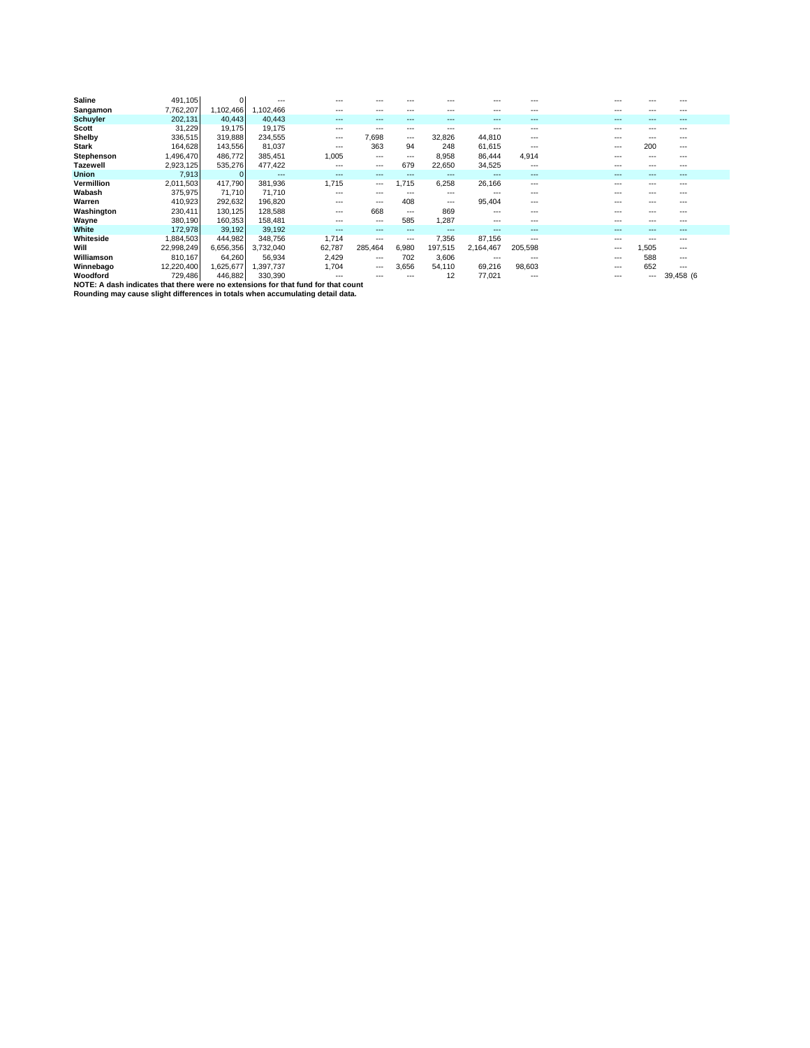| | | | | | | | | | | | | |
|---|---|---|---|---|---|---|---|---|---|---|---|---|
| **Saline** | 491,105 | 0 | --- | --- | --- | --- | --- | --- | --- | --- | --- | --- |
| **Sangamon** | 7,762,207 | 1,102,466 | 1,102,466 | --- | --- | --- | --- | --- | --- | --- | --- | --- |
| **Schuyler** | 202,131 | 40,443 | 40,443 | --- | --- | --- | --- | --- | --- | --- | --- | --- |
| **Scott** | 31,229 | 19,175 | 19,175 | --- | --- | --- | --- | --- | --- | --- | --- | --- |
| **Shelby** | 336,515 | 319,888 | 234,555 | --- | 7,698 | --- | 32,826 | 44,810 | --- | --- | --- | --- |
| **Stark** | 164,628 | 143,556 | 81,037 | --- | 363 | 94 | 248 | 61,615 | --- | --- | 200 | --- |
| **Stephenson** | 1,496,470 | 486,772 | 385,451 | 1,005 | --- | --- | 8,958 | 86,444 | 4,914 | --- | --- | --- |
| **Tazewell** | 2,923,125 | 535,276 | 477,422 | --- | --- | 679 | 22,650 | 34,525 | --- | --- | --- | --- |
| **Union** | 7,913 | 0 | --- | --- | --- | --- | --- | --- | --- | --- | --- | --- |
| **Vermillion** | 2,011,503 | 417,790 | 381,936 | 1,715 | --- | 1,715 | 6,258 | 26,166 | --- | --- | --- | --- |
| **Wabash** | 375,975 | 71,710 | 71,710 | --- | --- | --- | --- | --- | --- | --- | --- | --- |
| **Warren** | 410,923 | 292,632 | 196,820 | --- | --- | 408 | --- | 95,404 | --- | --- | --- | --- |
| **Washington** | 230,411 | 130,125 | 128,588 | --- | 668 | --- | 869 | --- | --- | --- | --- | --- |
| **Wayne** | 380,190 | 160,353 | 158,481 | --- | --- | 585 | 1,287 | --- | --- | --- | --- | --- |
| **White** | 172,978 | 39,192 | 39,192 | --- | --- | --- | --- | --- | --- | --- | --- | --- |
| **Whiteside** | 1,884,503 | 444,982 | 348,756 | 1,714 | --- | --- | 7,356 | 87,156 | --- | --- | --- | --- |
| **Will** | 22,998,249 | 6,656,356 | 3,732,040 | 62,787 | 285,464 | 6,980 | 197,515 | 2,164,467 | 205,598 | --- | 1,505 | --- |
| **Williamson** | 810,167 | 64,260 | 56,934 | 2,429 | --- | 702 | 3,606 | --- | --- | --- | 588 | --- |
| **Winnebago** | 12,220,400 | 1,625,677 | 1,397,737 | 1,704 | --- | 3,656 | 54,110 | 69,216 | 98,603 | --- | 652 | --- |
| **Woodford** | 729,486 | 446,882 | 330,390 | --- | --- | --- | 12 | 77,021 | --- | --- | --- | 39,458 (6 |

**NOTE: A dash indicates that there were no extensions for that fund for that count**
**Rounding may cause slight differences in totals when accumulating detail data.**